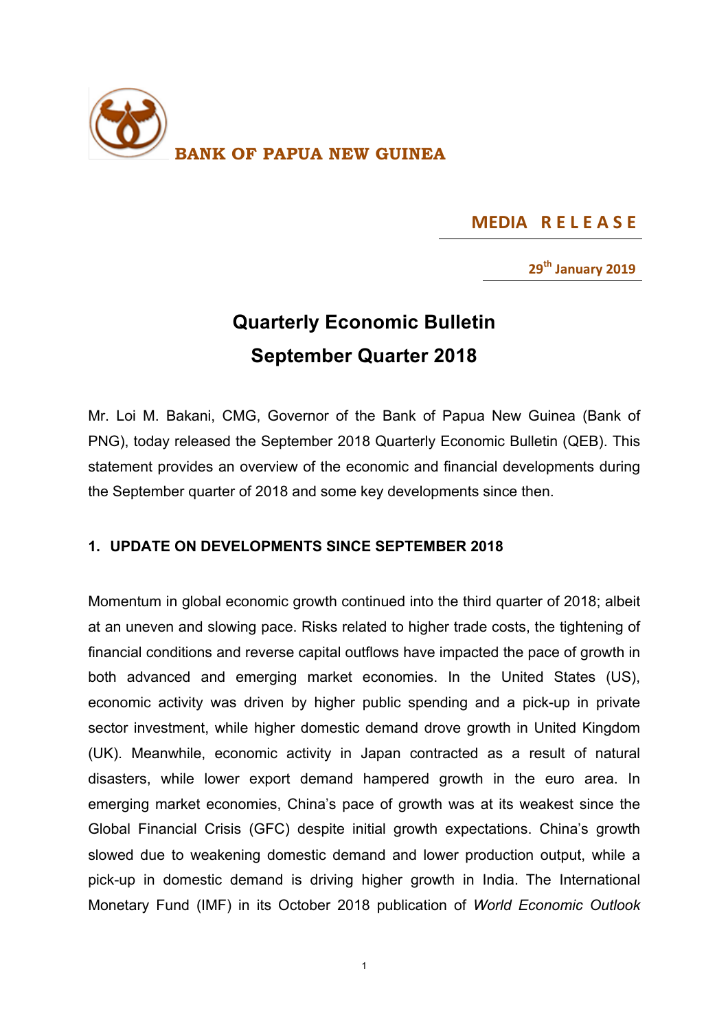**BANK OF PAPUA NEW GUINEA**

**MEDIA RELEASE**

**29th January 2019**

# Quarterly Economic Bulletin
# September Quarter 2018

Mr. Loi M. Bakani, CMG, Governor of the Bank of Papua New Guinea (Bank of PNG), today released the September 2018 Quarterly Economic Bulletin (QEB). This statement provides an overview of the economic and financial developments during the September quarter of 2018 and some key developments since then.

## 1. UPDATE ON DEVELOPMENTS SINCE SEPTEMBER 2018

Momentum in global economic growth continued into the third quarter of 2018; albeit at an uneven and slowing pace. Risks related to higher trade costs, the tightening of financial conditions and reverse capital outflows have impacted the pace of growth in both advanced and emerging market economies. In the United States (US), economic activity was driven by higher public spending and a pick-up in private sector investment, while higher domestic demand drove growth in United Kingdom (UK). Meanwhile, economic activity in Japan contracted as a result of natural disasters, while lower export demand hampered growth in the euro area. In emerging market economies, China's pace of growth was at its weakest since the Global Financial Crisis (GFC) despite initial growth expectations. China's growth slowed due to weakening domestic demand and lower production output, while a pick-up in domestic demand is driving higher growth in India. The International Monetary Fund (IMF) in its October 2018 publication of *World Economic Outlook*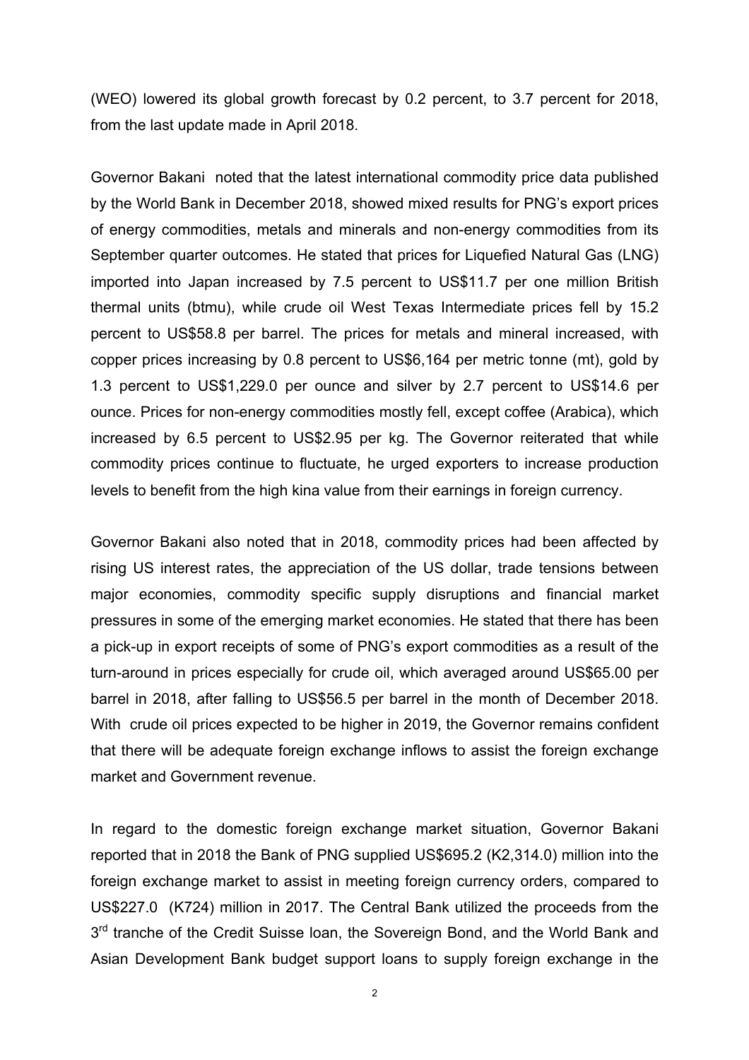(WEO) lowered its global growth forecast by 0.2 percent, to 3.7 percent for 2018, from the last update made in April 2018.

Governor Bakani noted that the latest international commodity price data published by the World Bank in December 2018, showed mixed results for PNG's export prices of energy commodities, metals and minerals and non-energy commodities from its September quarter outcomes. He stated that prices for Liquefied Natural Gas (LNG) imported into Japan increased by 7.5 percent to US$11.7 per one million British thermal units (btmu), while crude oil West Texas Intermediate prices fell by 15.2 percent to US$58.8 per barrel. The prices for metals and mineral increased, with copper prices increasing by 0.8 percent to US$6,164 per metric tonne (mt), gold by 1.3 percent to US$1,229.0 per ounce and silver by 2.7 percent to US$14.6 per ounce. Prices for non-energy commodities mostly fell, except coffee (Arabica), which increased by 6.5 percent to US$2.95 per kg. The Governor reiterated that while commodity prices continue to fluctuate, he urged exporters to increase production levels to benefit from the high kina value from their earnings in foreign currency.

Governor Bakani also noted that in 2018, commodity prices had been affected by rising US interest rates, the appreciation of the US dollar, trade tensions between major economies, commodity specific supply disruptions and financial market pressures in some of the emerging market economies. He stated that there has been a pick-up in export receipts of some of PNG's export commodities as a result of the turn-around in prices especially for crude oil, which averaged around US$65.00 per barrel in 2018, after falling to US$56.5 per barrel in the month of December 2018. With crude oil prices expected to be higher in 2019, the Governor remains confident that there will be adequate foreign exchange inflows to assist the foreign exchange market and Government revenue.

In regard to the domestic foreign exchange market situation, Governor Bakani reported that in 2018 the Bank of PNG supplied US$695.2 (K2,314.0) million into the foreign exchange market to assist in meeting foreign currency orders, compared to US$227.0 (K724) million in 2017. The Central Bank utilized the proceeds from the 3rd tranche of the Credit Suisse loan, the Sovereign Bond, and the World Bank and Asian Development Bank budget support loans to supply foreign exchange in the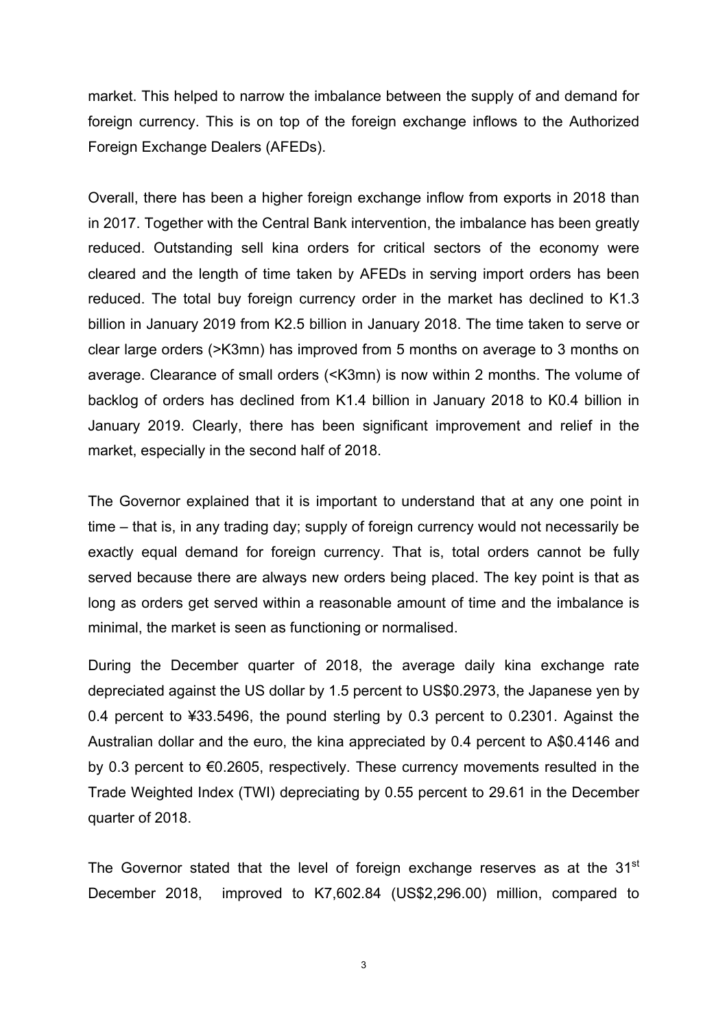market. This helped to narrow the imbalance between the supply of and demand for foreign currency. This is on top of the foreign exchange inflows to the Authorized Foreign Exchange Dealers (AFEDs).

Overall, there has been a higher foreign exchange inflow from exports in 2018 than in 2017. Together with the Central Bank intervention, the imbalance has been greatly reduced. Outstanding sell kina orders for critical sectors of the economy were cleared and the length of time taken by AFEDs in serving import orders has been reduced. The total buy foreign currency order in the market has declined to K1.3 billion in January 2019 from K2.5 billion in January 2018. The time taken to serve or clear large orders (>K3mn) has improved from 5 months on average to 3 months on average. Clearance of small orders (<K3mn) is now within 2 months. The volume of backlog of orders has declined from K1.4 billion in January 2018 to K0.4 billion in January 2019. Clearly, there has been significant improvement and relief in the market, especially in the second half of 2018.

The Governor explained that it is important to understand that at any one point in time – that is, in any trading day; supply of foreign currency would not necessarily be exactly equal demand for foreign currency. That is, total orders cannot be fully served because there are always new orders being placed. The key point is that as long as orders get served within a reasonable amount of time and the imbalance is minimal, the market is seen as functioning or normalised.

During the December quarter of 2018, the average daily kina exchange rate depreciated against the US dollar by 1.5 percent to US$0.2973, the Japanese yen by 0.4 percent to ¥33.5496, the pound sterling by 0.3 percent to 0.2301. Against the Australian dollar and the euro, the kina appreciated by 0.4 percent to A$0.4146 and by 0.3 percent to €0.2605, respectively. These currency movements resulted in the Trade Weighted Index (TWI) depreciating by 0.55 percent to 29.61 in the December quarter of 2018.

The Governor stated that the level of foreign exchange reserves as at the 31st December 2018, improved to K7,602.84 (US$2,296.00) million, compared to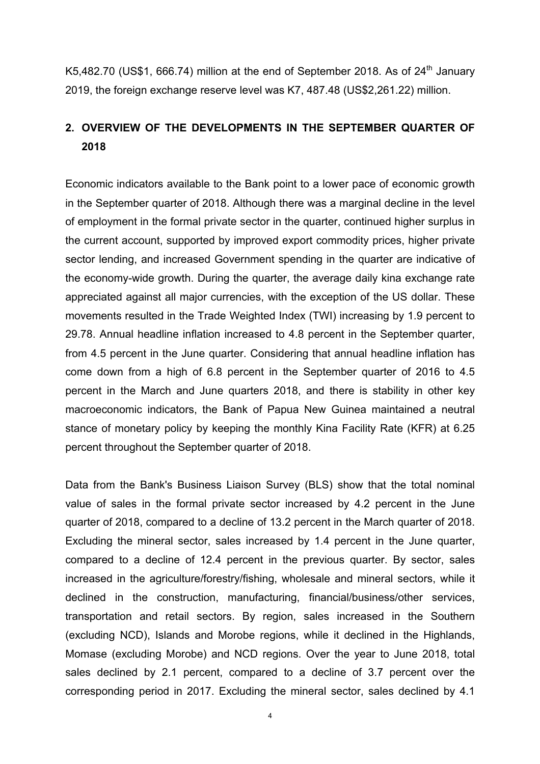K5,482.70 (US$1, 666.74) million at the end of September 2018. As of 24th January 2019, the foreign exchange reserve level was K7, 487.48 (US$2,261.22) million.

## 2. OVERVIEW OF THE DEVELOPMENTS IN THE SEPTEMBER QUARTER OF 2018

Economic indicators available to the Bank point to a lower pace of economic growth in the September quarter of 2018. Although there was a marginal decline in the level of employment in the formal private sector in the quarter, continued higher surplus in the current account, supported by improved export commodity prices, higher private sector lending, and increased Government spending in the quarter are indicative of the economy-wide growth. During the quarter, the average daily kina exchange rate appreciated against all major currencies, with the exception of the US dollar. These movements resulted in the Trade Weighted Index (TWI) increasing by 1.9 percent to 29.78. Annual headline inflation increased to 4.8 percent in the September quarter, from 4.5 percent in the June quarter. Considering that annual headline inflation has come down from a high of 6.8 percent in the September quarter of 2016 to 4.5 percent in the March and June quarters 2018, and there is stability in other key macroeconomic indicators, the Bank of Papua New Guinea maintained a neutral stance of monetary policy by keeping the monthly Kina Facility Rate (KFR) at 6.25 percent throughout the September quarter of 2018.

Data from the Bank's Business Liaison Survey (BLS) show that the total nominal value of sales in the formal private sector increased by 4.2 percent in the June quarter of 2018, compared to a decline of 13.2 percent in the March quarter of 2018. Excluding the mineral sector, sales increased by 1.4 percent in the June quarter, compared to a decline of 12.4 percent in the previous quarter. By sector, sales increased in the agriculture/forestry/fishing, wholesale and mineral sectors, while it declined in the construction, manufacturing, financial/business/other services, transportation and retail sectors. By region, sales increased in the Southern (excluding NCD), Islands and Morobe regions, while it declined in the Highlands, Momase (excluding Morobe) and NCD regions. Over the year to June 2018, total sales declined by 2.1 percent, compared to a decline of 3.7 percent over the corresponding period in 2017. Excluding the mineral sector, sales declined by 4.1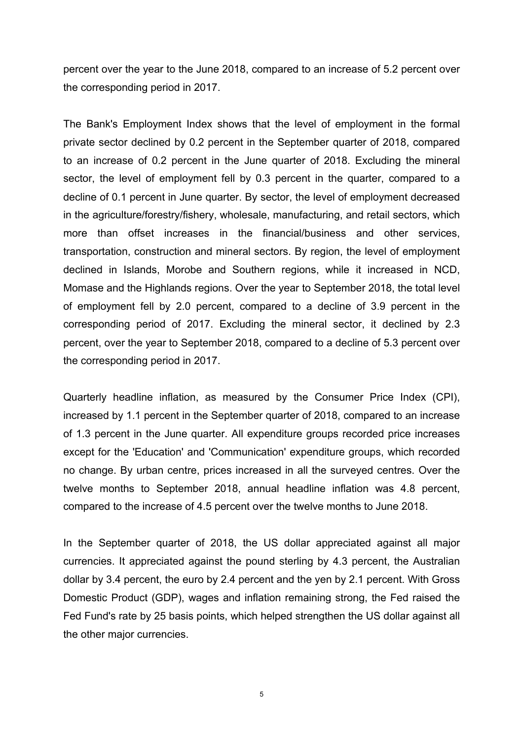percent over the year to the June 2018, compared to an increase of 5.2 percent over the corresponding period in 2017.

The Bank's Employment Index shows that the level of employment in the formal private sector declined by 0.2 percent in the September quarter of 2018, compared to an increase of 0.2 percent in the June quarter of 2018. Excluding the mineral sector, the level of employment fell by 0.3 percent in the quarter, compared to a decline of 0.1 percent in June quarter. By sector, the level of employment decreased in the agriculture/forestry/fishery, wholesale, manufacturing, and retail sectors, which more than offset increases in the financial/business and other services, transportation, construction and mineral sectors. By region, the level of employment declined in Islands, Morobe and Southern regions, while it increased in NCD, Momase and the Highlands regions. Over the year to September 2018, the total level of employment fell by 2.0 percent, compared to a decline of 3.9 percent in the corresponding period of 2017. Excluding the mineral sector, it declined by 2.3 percent, over the year to September 2018, compared to a decline of 5.3 percent over the corresponding period in 2017.

Quarterly headline inflation, as measured by the Consumer Price Index (CPI), increased by 1.1 percent in the September quarter of 2018, compared to an increase of 1.3 percent in the June quarter. All expenditure groups recorded price increases except for the 'Education' and 'Communication' expenditure groups, which recorded no change. By urban centre, prices increased in all the surveyed centres. Over the twelve months to September 2018, annual headline inflation was 4.8 percent, compared to the increase of 4.5 percent over the twelve months to June 2018.

In the September quarter of 2018, the US dollar appreciated against all major currencies. It appreciated against the pound sterling by 4.3 percent, the Australian dollar by 3.4 percent, the euro by 2.4 percent and the yen by 2.1 percent. With Gross Domestic Product (GDP), wages and inflation remaining strong, the Fed raised the Fed Fund's rate by 25 basis points, which helped strengthen the US dollar against all the other major currencies.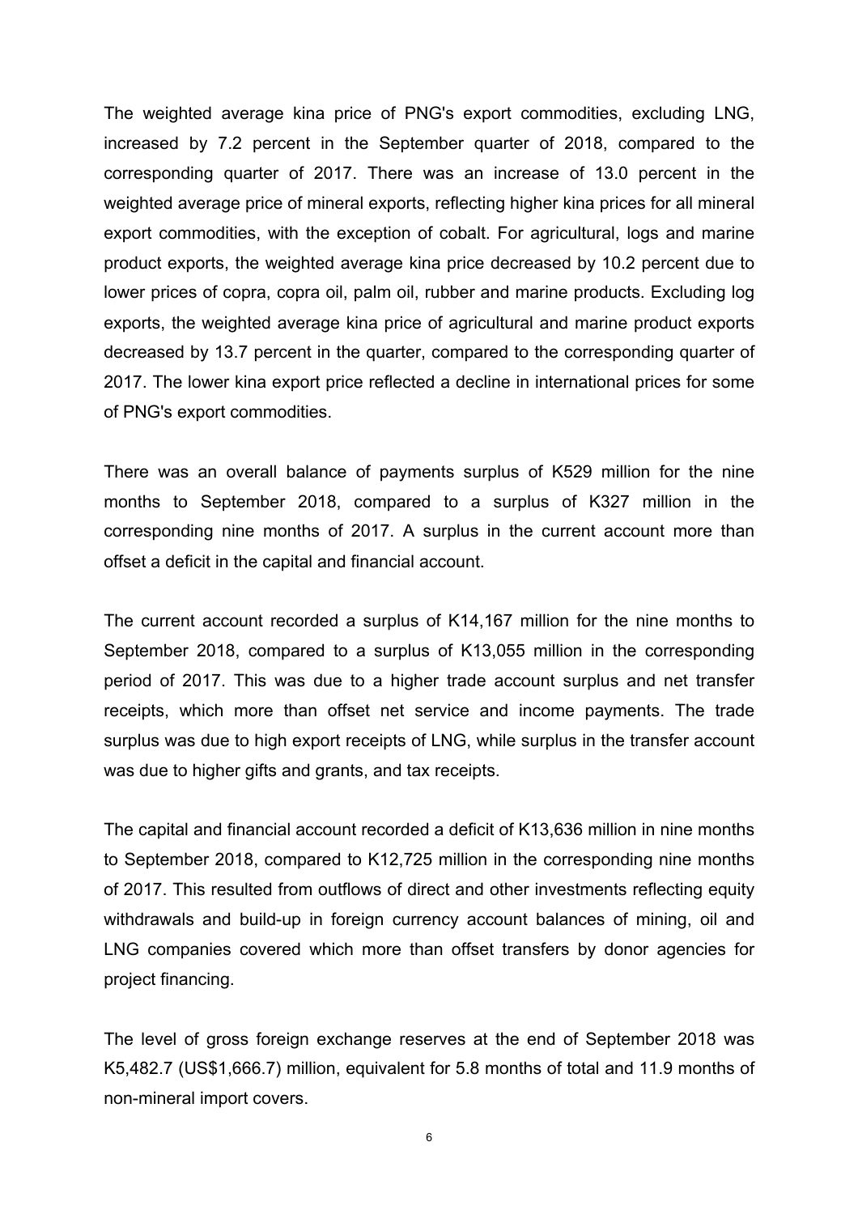The weighted average kina price of PNG's export commodities, excluding LNG, increased by 7.2 percent in the September quarter of 2018, compared to the corresponding quarter of 2017. There was an increase of 13.0 percent in the weighted average price of mineral exports, reflecting higher kina prices for all mineral export commodities, with the exception of cobalt. For agricultural, logs and marine product exports, the weighted average kina price decreased by 10.2 percent due to lower prices of copra, copra oil, palm oil, rubber and marine products. Excluding log exports, the weighted average kina price of agricultural and marine product exports decreased by 13.7 percent in the quarter, compared to the corresponding quarter of 2017. The lower kina export price reflected a decline in international prices for some of PNG's export commodities.

There was an overall balance of payments surplus of K529 million for the nine months to September 2018, compared to a surplus of K327 million in the corresponding nine months of 2017. A surplus in the current account more than offset a deficit in the capital and financial account.

The current account recorded a surplus of K14,167 million for the nine months to September 2018, compared to a surplus of K13,055 million in the corresponding period of 2017. This was due to a higher trade account surplus and net transfer receipts, which more than offset net service and income payments. The trade surplus was due to high export receipts of LNG, while surplus in the transfer account was due to higher gifts and grants, and tax receipts.

The capital and financial account recorded a deficit of K13,636 million in nine months to September 2018, compared to K12,725 million in the corresponding nine months of 2017. This resulted from outflows of direct and other investments reflecting equity withdrawals and build-up in foreign currency account balances of mining, oil and LNG companies covered which more than offset transfers by donor agencies for project financing.

The level of gross foreign exchange reserves at the end of September 2018 was K5,482.7 (US$1,666.7) million, equivalent for 5.8 months of total and 11.9 months of non-mineral import covers.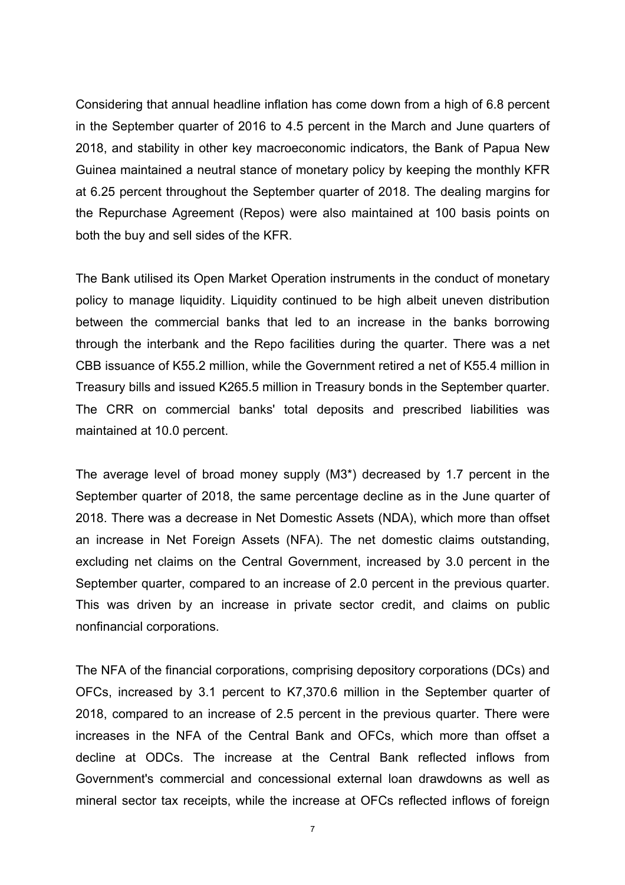Considering that annual headline inflation has come down from a high of 6.8 percent in the September quarter of 2016 to 4.5 percent in the March and June quarters of 2018, and stability in other key macroeconomic indicators, the Bank of Papua New Guinea maintained a neutral stance of monetary policy by keeping the monthly KFR at 6.25 percent throughout the September quarter of 2018. The dealing margins for the Repurchase Agreement (Repos) were also maintained at 100 basis points on both the buy and sell sides of the KFR.

The Bank utilised its Open Market Operation instruments in the conduct of monetary policy to manage liquidity. Liquidity continued to be high albeit uneven distribution between the commercial banks that led to an increase in the banks borrowing through the interbank and the Repo facilities during the quarter. There was a net CBB issuance of K55.2 million, while the Government retired a net of K55.4 million in Treasury bills and issued K265.5 million in Treasury bonds in the September quarter. The CRR on commercial banks' total deposits and prescribed liabilities was maintained at 10.0 percent.

The average level of broad money supply (M3*) decreased by 1.7 percent in the September quarter of 2018, the same percentage decline as in the June quarter of 2018. There was a decrease in Net Domestic Assets (NDA), which more than offset an increase in Net Foreign Assets (NFA). The net domestic claims outstanding, excluding net claims on the Central Government, increased by 3.0 percent in the September quarter, compared to an increase of 2.0 percent in the previous quarter. This was driven by an increase in private sector credit, and claims on public nonfinancial corporations.

The NFA of the financial corporations, comprising depository corporations (DCs) and OFCs, increased by 3.1 percent to K7,370.6 million in the September quarter of 2018, compared to an increase of 2.5 percent in the previous quarter. There were increases in the NFA of the Central Bank and OFCs, which more than offset a decline at ODCs. The increase at the Central Bank reflected inflows from Government's commercial and concessional external loan drawdowns as well as mineral sector tax receipts, while the increase at OFCs reflected inflows of foreign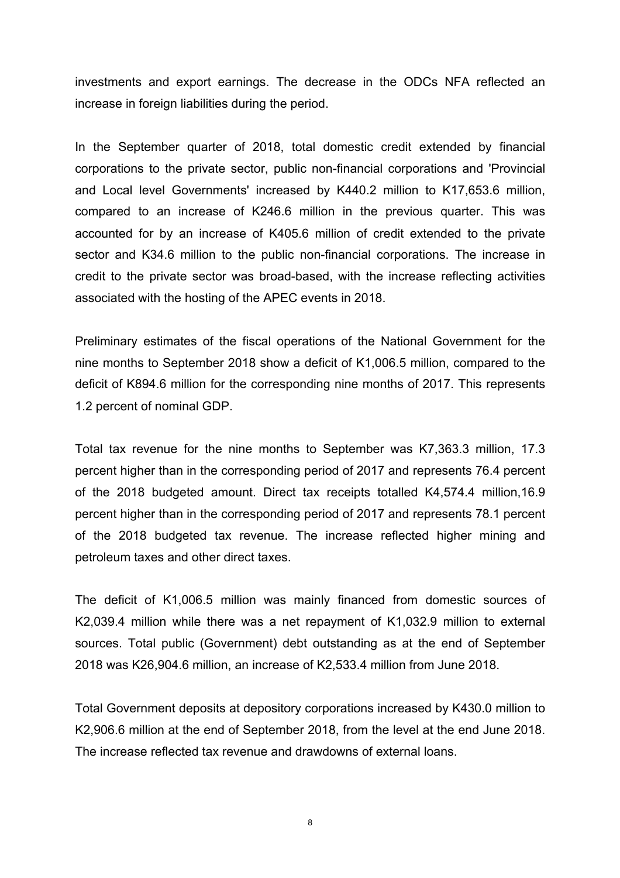investments and export earnings. The decrease in the ODCs NFA reflected an increase in foreign liabilities during the period.

In the September quarter of 2018, total domestic credit extended by financial corporations to the private sector, public non-financial corporations and 'Provincial and Local level Governments' increased by K440.2 million to K17,653.6 million, compared to an increase of K246.6 million in the previous quarter. This was accounted for by an increase of K405.6 million of credit extended to the private sector and K34.6 million to the public non-financial corporations. The increase in credit to the private sector was broad-based, with the increase reflecting activities associated with the hosting of the APEC events in 2018.

Preliminary estimates of the fiscal operations of the National Government for the nine months to September 2018 show a deficit of K1,006.5 million, compared to the deficit of K894.6 million for the corresponding nine months of 2017. This represents 1.2 percent of nominal GDP.

Total tax revenue for the nine months to September was K7,363.3 million, 17.3 percent higher than in the corresponding period of 2017 and represents 76.4 percent of the 2018 budgeted amount. Direct tax receipts totalled K4,574.4 million,16.9 percent higher than in the corresponding period of 2017 and represents 78.1 percent of the 2018 budgeted tax revenue. The increase reflected higher mining and petroleum taxes and other direct taxes.

The deficit of K1,006.5 million was mainly financed from domestic sources of K2,039.4 million while there was a net repayment of K1,032.9 million to external sources. Total public (Government) debt outstanding as at the end of September 2018 was K26,904.6 million, an increase of K2,533.4 million from June 2018.

Total Government deposits at depository corporations increased by K430.0 million to K2,906.6 million at the end of September 2018, from the level at the end June 2018. The increase reflected tax revenue and drawdowns of external loans.